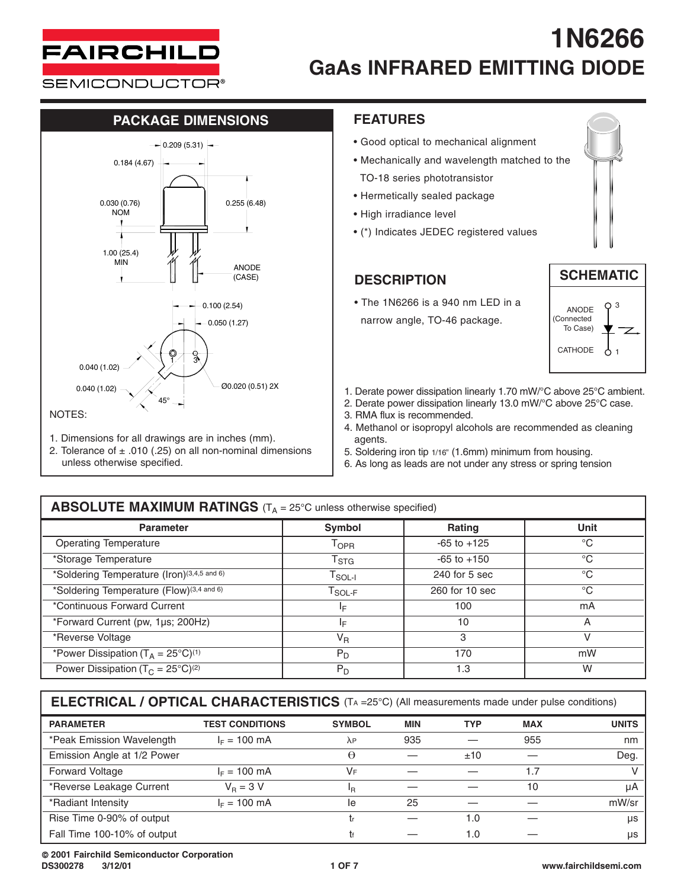# 1N6266

## GaAs INFRARED EMITTING DIODE

## PACKAGE DIMENSIONS

0.209 (5.31)

0.184 (4.67)

0.030 (0.76) NOM

0.255 (6.48)

1.00 (25.4) MIN

ANODE (CASE)

0.100 (2.54)

0.050 (1.27)

0.040 (1.02)

0.040 (1.02)

45°

Ø0.020 (0.51) 2X

NOTES:

1. Dimensions for all drawings are in inches (mm).
2. Tolerance of ± .010 (.25) on all non-nominal dimensions unless otherwise specified.

## FEATURES

- Good optical to mechanical alignment
- Mechanically and wavelength matched to the TO-18 series phototransistor
- Hermetically sealed package
- High irradiance level
- (*) Indicates JEDEC registered values

## DESCRIPTION

- The 1N6266 is a 940 nm LED in a narrow angle, TO-46 package.

## SCHEMATIC

ANODE (Connected To Case) 3

CATHODE 1

1. Derate power dissipation linearly 1.70 mW/°C above 25°C ambient.
2. Derate power dissipation linearly 13.0 mW/°C above 25°C case.
3. RMA flux is recommended.
4. Methanol or isopropyl alcohols are recommended as cleaning agents.
5. Soldering iron tip 1/16" (1.6mm) minimum from housing.
6. As long as leads are not under any stress or spring tension

## ABSOLUTE MAXIMUM RATINGS ($T_A$ = 25°C unless otherwise specified)

| Parameter | Symbol | Rating | Unit |
|---|---|---|---|
| Operating Temperature | $T_{OPR}$ | -65 to +125 | °C |
| *Storage Temperature | $T_{STG}$ | -65 to +150 | °C |
| *Soldering Temperature (Iron)(3,4,5 and 6) | $T_{SOL-I}$ | 240 for 5 sec | °C |
| *Soldering Temperature (Flow)(3,4 and 6) | $T_{SOL-F}$ | 260 for 10 sec | °C |
| *Continuous Forward Current | $I_F$ | 100 | mA |
| *Forward Current (pw, 1µs; 200Hz) | $I_F$ | 10 | A |
| *Reverse Voltage | $V_R$ | 3 | V |
| *Power Dissipation ($T_A$ = 25°C)(1) | $P_D$ | 170 | mW |
| Power Dissipation ($T_C$ = 25°C)(2) | $P_D$ | 1.3 | W |

## ELECTRICAL / OPTICAL CHARACTERISTICS ($T_A$ =25°C) (All measurements made under pulse conditions)

| PARAMETER | TEST CONDITIONS | SYMBOL | MIN | TYP | MAX | UNITS |
|---|---|---|---|---|---|---|
| *Peak Emission Wavelength | $I_F$ = 100 mA | $\lambda_P$ | 935 | — | 955 | nm |
| Emission Angle at 1/2 Power | | $\Theta$ | — | ±10 | — | Deg. |
| Forward Voltage | $I_F$ = 100 mA | $V_F$ | — | — | 1.7 | V |
| *Reverse Leakage Current | $V_R$ = 3 V | $I_R$ | — | — | 10 | µA |
| *Radiant Intensity | $I_F$ = 100 mA | Ie | 25 | — | — | mW/sr |
| Rise Time 0-90% of output | | $t_r$ | — | 1.0 | — | µs |
| Fall Time 100-10% of output | | $t_f$ | — | 1.0 | — | µs |

© 2001 Fairchild Semiconductor Corporation
DS300278 3/12/01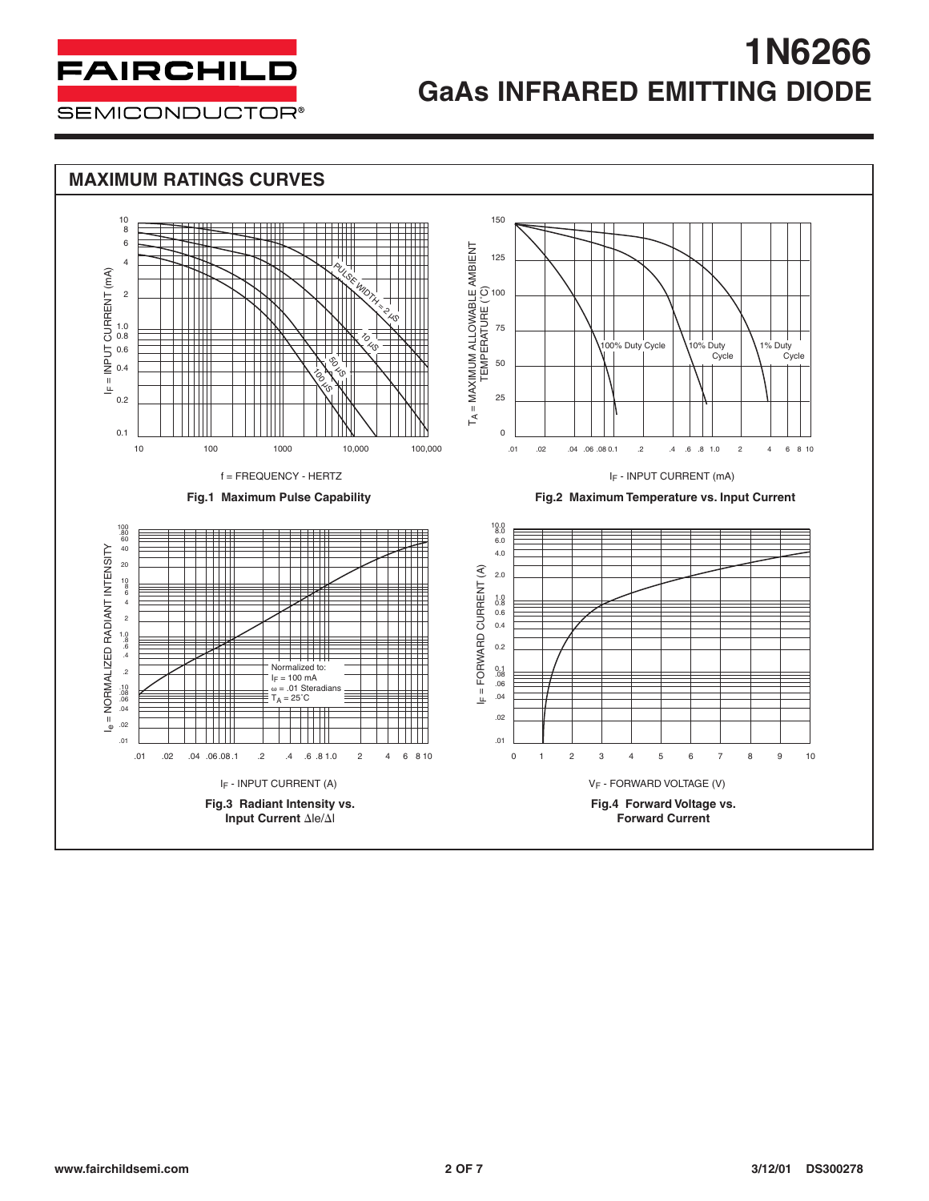# 1N6266

## GaAs INFRARED EMITTING DIODE

### MAXIMUM RATINGS CURVES

$I_F$ = INPUT CURRENT (mA)

PULSE WIDTH = 2 µS

10 µS

50 µS

100 µS

f = FREQUENCY - HERTZ

**Fig.1 Maximum Pulse Capability**

$T_A$ = MAXIMUM ALLOWABLE AMBIENT TEMPERATURE (°C)

100% Duty Cycle

10% Duty Cycle

1% Duty Cycle

$I_F$ - INPUT CURRENT (mA)

**Fig.2 Maximum Temperature vs. Input Current**

$I_e$ = NORMALIZED RADIANT INTENSITY

Normalized to:
$I_F$ = 100 mA
ω = .01 Steradians
$T_A$ = 25°C

$I_F$ - INPUT CURRENT (A)

**Fig.3 Radiant Intensity vs. Input Current ΔIe/ΔI**

$I_F$ = FORWARD CURRENT (A)

$V_F$ - FORWARD VOLTAGE (V)

**Fig.4 Forward Voltage vs. Forward Current**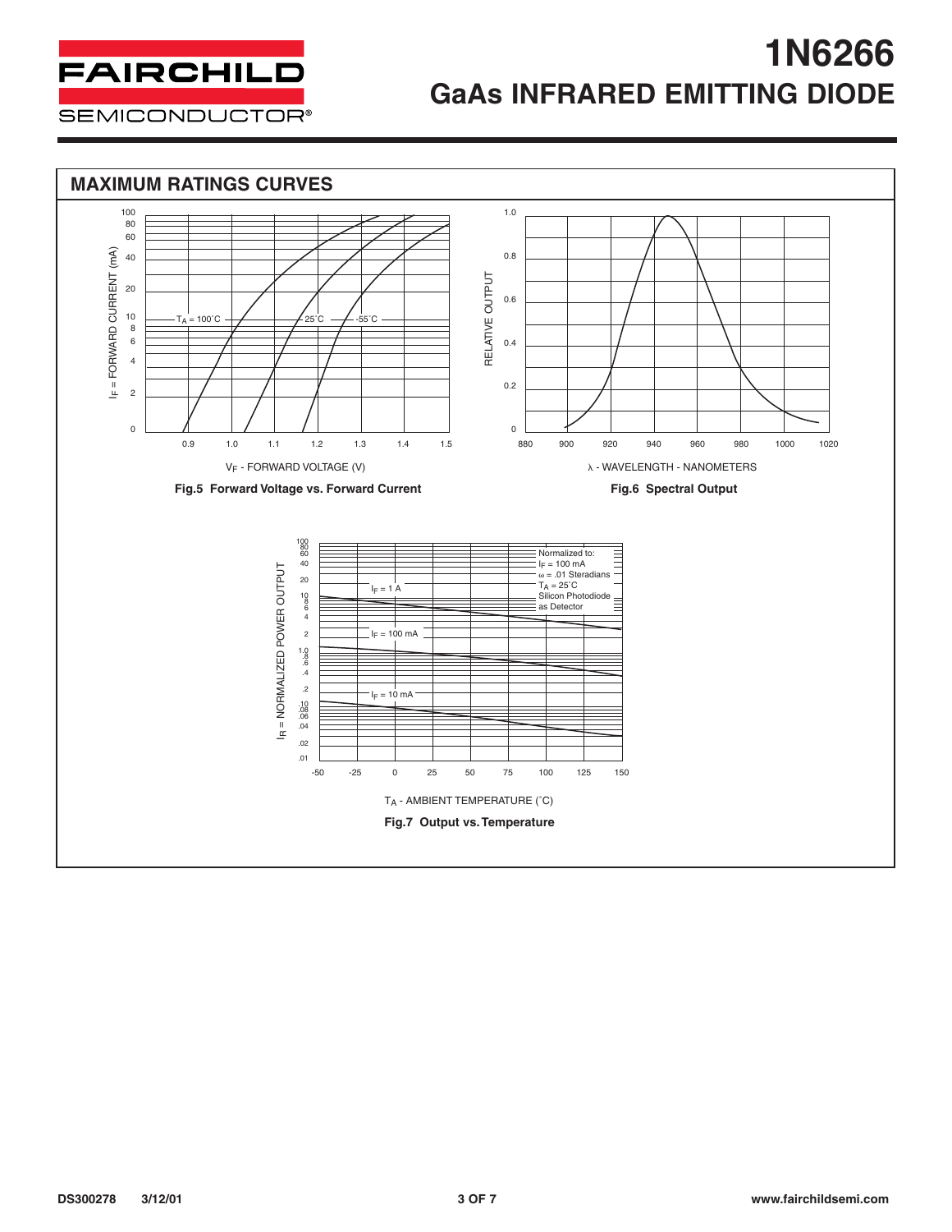# 1N6266

## GaAs INFRARED EMITTING DIODE

## MAXIMUM RATINGS CURVES

$I_F$ = FORWARD CURRENT (mA)

$T_A$ = 100˚C — 25˚C — -55˚C

$V_F$ - FORWARD VOLTAGE (V)

**Fig.5 Forward Voltage vs. Forward Current**

RELATIVE OUTPUT

λ - WAVELENGTH - NANOMETERS

**Fig.6 Spectral Output**

$I_R$ = NORMALIZED POWER OUTPUT

Normalized to:
$I_F$ = 100 mA
ω = .01 Steradians
$T_A$ = 25˚C
Silicon Photodiode as Detector

$I_F$ = 1 A

$I_F$ = 100 mA

$I_F$ = 10 mA

$T_A$ - AMBIENT TEMPERATURE (˚C)

**Fig.7 Output vs. Temperature**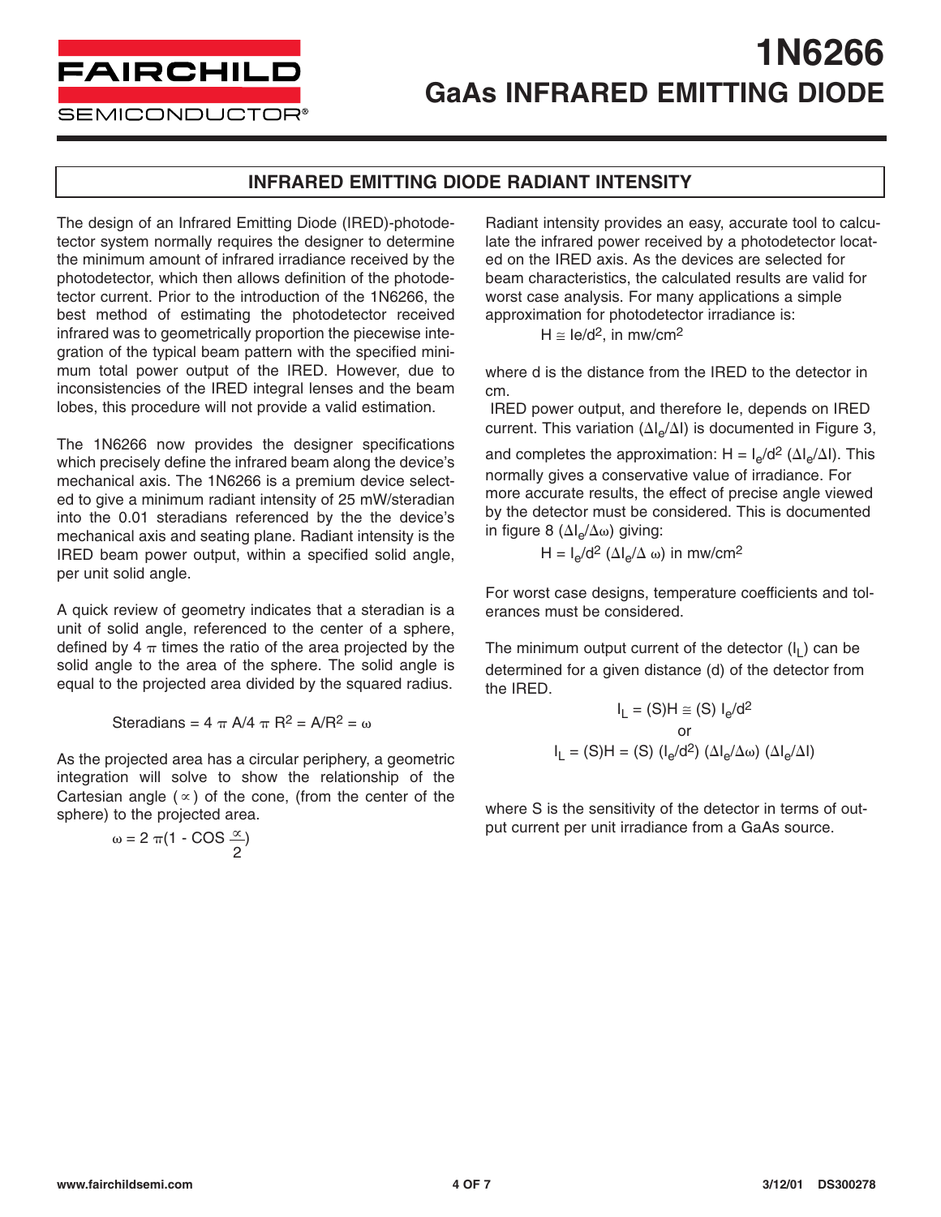## INFRARED EMITTING DIODE RADIANT INTENSITY

The design of an Infrared Emitting Diode (IRED)-photodetector system normally requires the designer to determine the minimum amount of infrared irradiance received by the photodetector, which then allows definition of the photodetector current. Prior to the introduction of the 1N6266, the best method of estimating the photodetector received infrared was to geometrically proportion the piecewise integration of the typical beam pattern with the specified minimum total power output of the IRED. However, due to inconsistencies of the IRED integral lenses and the beam lobes, this procedure will not provide a valid estimation.

The 1N6266 now provides the designer specifications which precisely define the infrared beam along the device's mechanical axis. The 1N6266 is a premium device selected to give a minimum radiant intensity of 25 mW/steradian into the 0.01 steradians referenced by the the device's mechanical axis and seating plane. Radiant intensity is the IRED beam power output, within a specified solid angle, per unit solid angle.

A quick review of geometry indicates that a steradian is a unit of solid angle, referenced to the center of a sphere, defined by $4\pi$ times the ratio of the area projected by the solid angle to the area of the sphere. The solid angle is equal to the projected area divided by the squared radius.

$$\text{Steradians} = 4\pi A/4\pi R^2 = A/R^2 = \omega$$

As the projected area has a circular periphery, a geometric integration will solve to show the relationship of the Cartesian angle ($\propto$) of the cone, (from the center of the sphere) to the projected area.

$$\omega = 2\pi\left(1 - \text{COS}\,\frac{\propto}{2}\right)$$

Radiant intensity provides an easy, accurate tool to calculate the infrared power received by a photodetector located on the IRED axis. As the devices are selected for beam characteristics, the calculated results are valid for worst case analysis. For many applications a simple approximation for photodetector irradiance is:

$$H \cong Ie/d^2,\ \text{in mw/cm}^2$$

where d is the distance from the IRED to the detector in cm.

IRED power output, and therefore Ie, depends on IRED current. This variation ($\Delta I_e/\Delta I$) is documented in Figure 3, and completes the approximation: $H = I_e/d^2\,(\Delta I_e/\Delta I)$. This normally gives a conservative value of irradiance. For more accurate results, the effect of precise angle viewed by the detector must be considered. This is documented in figure 8 ($\Delta I_e/\Delta\omega$) giving:

$$H = I_e/d^2\,(\Delta I_e/\Delta\,\omega)\ \text{in mw/cm}^2$$

For worst case designs, temperature coefficients and tolerances must be considered.

The minimum output current of the detector ($I_L$) can be determined for a given distance (d) of the detector from the IRED.

$$I_L = (S)H \cong (S)\,I_e/d^2$$

or

$$I_L = (S)H = (S)\,(I_e/d^2)\,(\Delta I_e/\Delta\omega)\,(\Delta I_e/\Delta I)$$

where S is the sensitivity of the detector in terms of output current per unit irradiance from a GaAs source.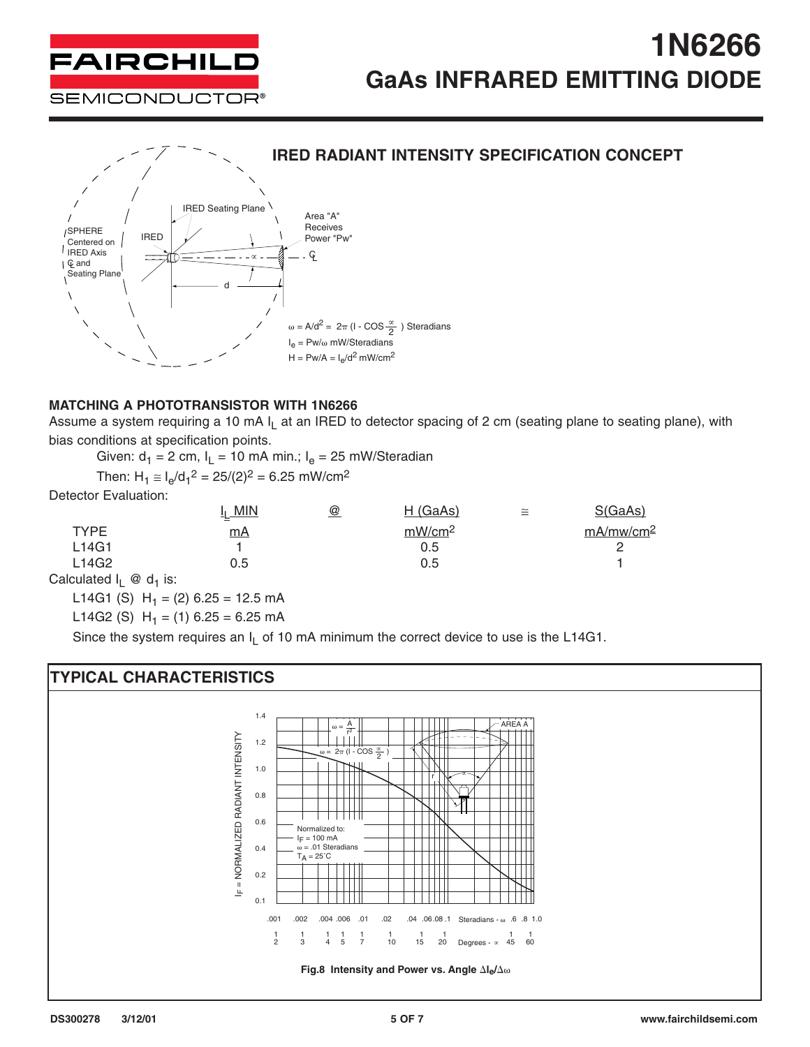# 1N6266
## GaAs INFRARED EMITTING DIODE

### IRED RADIANT INTENSITY SPECIFICATION CONCEPT

SPHERE Centered on IRED Axis ℄ and Seating Plane

IRED

IRED Seating Plane

Area "A" Receives Power "Pw"

$$\omega = A/d^2 = 2\pi\left(1 - \cos\frac{\alpha}{2}\right) \text{ Steradians}$$

$$I_e = Pw/\omega \text{ mW/Steradians}$$

$$H = Pw/A = I_e/d^2 \text{ mW/cm}^2$$

### MATCHING A PHOTOTRANSISTOR WITH 1N6266

Assume a system requiring a 10 mA $I_L$ at an IRED to detector spacing of 2 cm (seating plane to seating plane), with bias conditions at specification points.

Given: $d_1 = 2$ cm, $I_L = 10$ mA min.; $I_e = 25$ mW/Steradian

Then: $H_1 \cong I_e/d_1^2 = 25/(2)^2 = 6.25$ mW/cm$^2$

Detector Evaluation:

| TYPE | $I_L$ MIN mA | @ | H (GaAs) mW/cm$^2$ | ≅ | S(GaAs) mA/mw/cm$^2$ |
|---|---|---|---|---|---|
| L14G1 | 1 | | 0.5 | | 2 |
| L14G2 | 0.5 | | 0.5 | | 1 |

Calculated $I_L$ @ $d_1$ is:

L14G1 (S) $H_1 = (2)\ 6.25 = 12.5$ mA

L14G2 (S) $H_1 = (1)\ 6.25 = 6.25$ mA

Since the system requires an $I_L$ of 10 mA minimum the correct device to use is the L14G1.

## TYPICAL CHARACTERISTICS

Fig.8 Intensity and Power vs. Angle $\Delta I_e/\Delta\omega$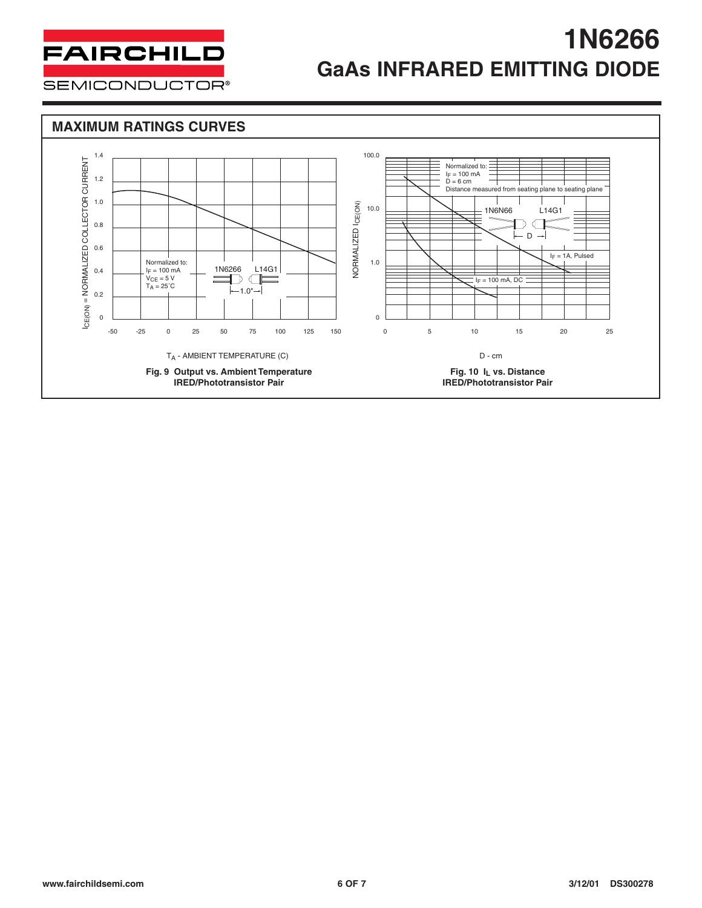## MAXIMUM RATINGS CURVES

Fig. 9 Output vs. Ambient Temperature
IRED/Phototransistor Pair

Fig. 10 $I_L$ vs. Distance
IRED/Phototransistor Pair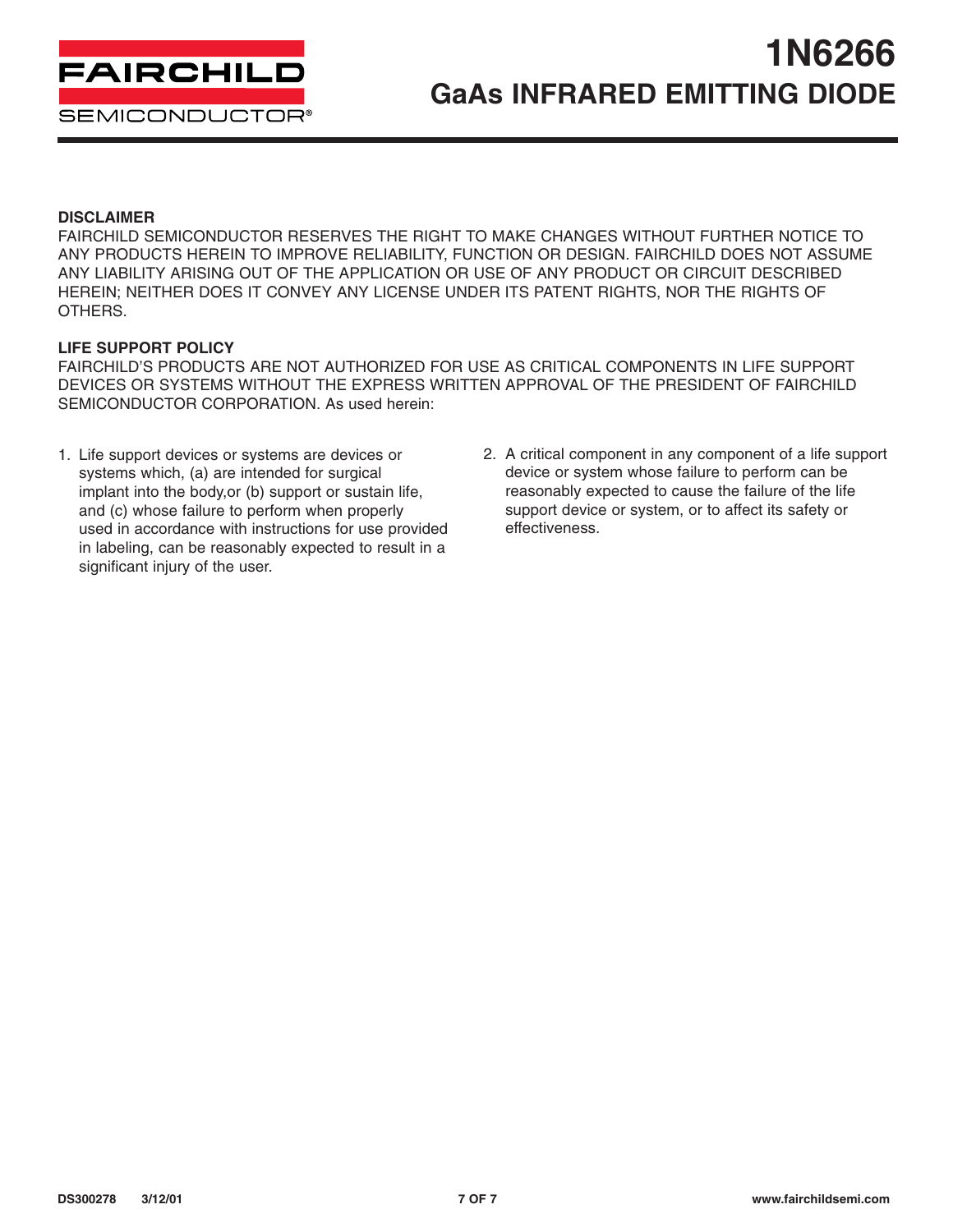# 1N6266
## GaAs INFRARED EMITTING DIODE

**DISCLAIMER**

FAIRCHILD SEMICONDUCTOR RESERVES THE RIGHT TO MAKE CHANGES WITHOUT FURTHER NOTICE TO ANY PRODUCTS HEREIN TO IMPROVE RELIABILITY, FUNCTION OR DESIGN. FAIRCHILD DOES NOT ASSUME ANY LIABILITY ARISING OUT OF THE APPLICATION OR USE OF ANY PRODUCT OR CIRCUIT DESCRIBED HEREIN; NEITHER DOES IT CONVEY ANY LICENSE UNDER ITS PATENT RIGHTS, NOR THE RIGHTS OF OTHERS.

**LIFE SUPPORT POLICY**

FAIRCHILD'S PRODUCTS ARE NOT AUTHORIZED FOR USE AS CRITICAL COMPONENTS IN LIFE SUPPORT DEVICES OR SYSTEMS WITHOUT THE EXPRESS WRITTEN APPROVAL OF THE PRESIDENT OF FAIRCHILD SEMICONDUCTOR CORPORATION. As used herein:

1. Life support devices or systems are devices or systems which, (a) are intended for surgical implant into the body,or (b) support or sustain life, and (c) whose failure to perform when properly used in accordance with instructions for use provided in labeling, can be reasonably expected to result in a significant injury of the user.
2. A critical component in any component of a life support device or system whose failure to perform can be reasonably expected to cause the failure of the life support device or system, or to affect its safety or effectiveness.

DS300278 3/12/01 www.fairchildsemi.com